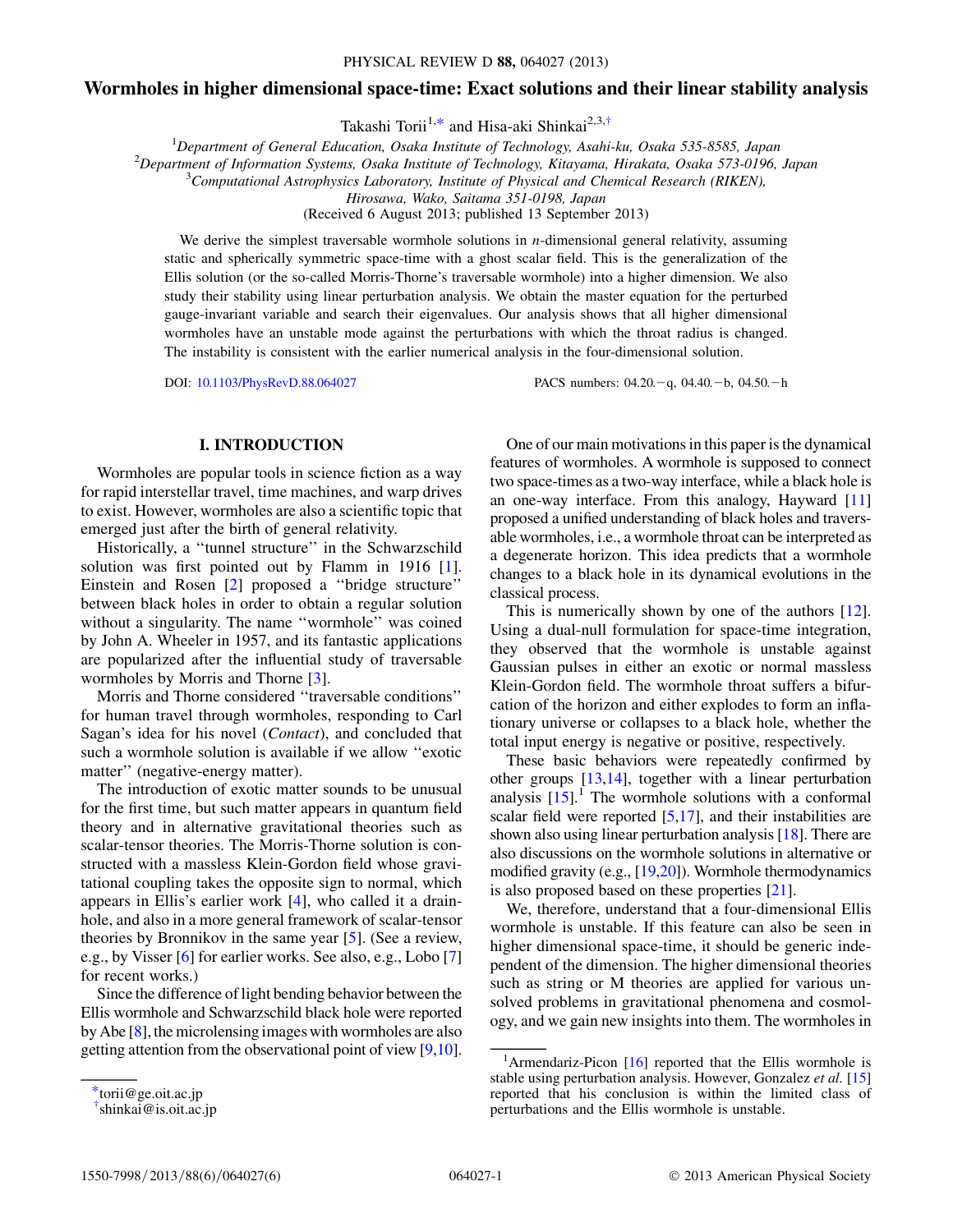# Wormholes in higher dimensional space-time: Exact solutions and their linear stability analysis

Takashi Torii[1,*] and Hisa-aki Shinkai[2,3,†]

[1]Department of General Education, Osaka Institute of Technology, Asahi-ku, Osaka 535-8585, Japan
[2]Department of Information Systems, Osaka Institute of Technology, Kitayama, Hirakata, Osaka 573-0196, Japan
[3]Computational Astrophysics Laboratory, Institute of Physical and Chemical Research (RIKEN), Hirosawa, Wako, Saitama 351-0198, Japan

(Received 6 August 2013; published 13 September 2013)

We derive the simplest traversable wormhole solutions in $n$-dimensional general relativity, assuming static and spherically symmetric space-time with a ghost scalar field. This is the generalization of the Ellis solution (or the so-called Morris-Thorne's traversable wormhole) into a higher dimension. We also study their stability using linear perturbation analysis. We obtain the master equation for the perturbed gauge-invariant variable and search their eigenvalues. Our analysis shows that all higher dimensional wormholes have an unstable mode against the perturbations with which the throat radius is changed. The instability is consistent with the earlier numerical analysis in the four-dimensional solution.

DOI: 10.1103/PhysRevD.88.064027 PACS numbers: 04.20.−q, 04.40.−b, 04.50.−h

## I. INTRODUCTION

Wormholes are popular tools in science fiction as a way for rapid interstellar travel, time machines, and warp drives to exist. However, wormholes are also a scientific topic that emerged just after the birth of general relativity.

Historically, a "tunnel structure" in the Schwarzschild solution was first pointed out by Flamm in 1916 [1]. Einstein and Rosen [2] proposed a "bridge structure" between black holes in order to obtain a regular solution without a singularity. The name "wormhole" was coined by John A. Wheeler in 1957, and its fantastic applications are popularized after the influential study of traversable wormholes by Morris and Thorne [3].

Morris and Thorne considered "traversable conditions" for human travel through wormholes, responding to Carl Sagan's idea for his novel (*Contact*), and concluded that such a wormhole solution is available if we allow "exotic matter" (negative-energy matter).

The introduction of exotic matter sounds to be unusual for the first time, but such matter appears in quantum field theory and in alternative gravitational theories such as scalar-tensor theories. The Morris-Thorne solution is constructed with a massless Klein-Gordon field whose gravitational coupling takes the opposite sign to normal, which appears in Ellis's earlier work [4], who called it a drainhole, and also in a more general framework of scalar-tensor theories by Bronnikov in the same year [5]. (See a review, e.g., by Visser [6] for earlier works. See also, e.g., Lobo [7] for recent works.)

Since the difference of light bending behavior between the Ellis wormhole and Schwarzschild black hole were reported by Abe [8], the microlensing images with wormholes are also getting attention from the observational point of view [9,10].

One of our main motivations in this paper is the dynamical features of wormholes. A wormhole is supposed to connect two space-times as a two-way interface, while a black hole is an one-way interface. From this analogy, Hayward [11] proposed a unified understanding of black holes and traversable wormholes, i.e., a wormhole throat can be interpreted as a degenerate horizon. This idea predicts that a wormhole changes to a black hole in its dynamical evolutions in the classical process.

This is numerically shown by one of the authors [12]. Using a dual-null formulation for space-time integration, they observed that the wormhole is unstable against Gaussian pulses in either an exotic or normal massless Klein-Gordon field. The wormhole throat suffers a bifurcation of the horizon and either explodes to form an inflationary universe or collapses to a black hole, whether the total input energy is negative or positive, respectively.

These basic behaviors were repeatedly confirmed by other groups [13,14], together with a linear perturbation analysis [15].[1] The wormhole solutions with a conformal scalar field were reported [5,17], and their instabilities are shown also using linear perturbation analysis [18]. There are also discussions on the wormhole solutions in alternative or modified gravity (e.g., [19,20]). Wormhole thermodynamics is also proposed based on these properties [21].

We, therefore, understand that a four-dimensional Ellis wormhole is unstable. If this feature can also be seen in higher dimensional space-time, it should be generic independent of the dimension. The higher dimensional theories such as string or M theories are applied for various unsolved problems in gravitational phenomena and cosmology, and we gain new insights into them. The wormholes in

---

[1]Armendariz-Picon [16] reported that the Ellis wormhole is stable using perturbation analysis. However, Gonzalez *et al.* [15] reported that his conclusion is within the limited class of perturbations and the Ellis wormhole is unstable.

*torii@ge.oit.ac.jp
†shinkai@is.oit.ac.jp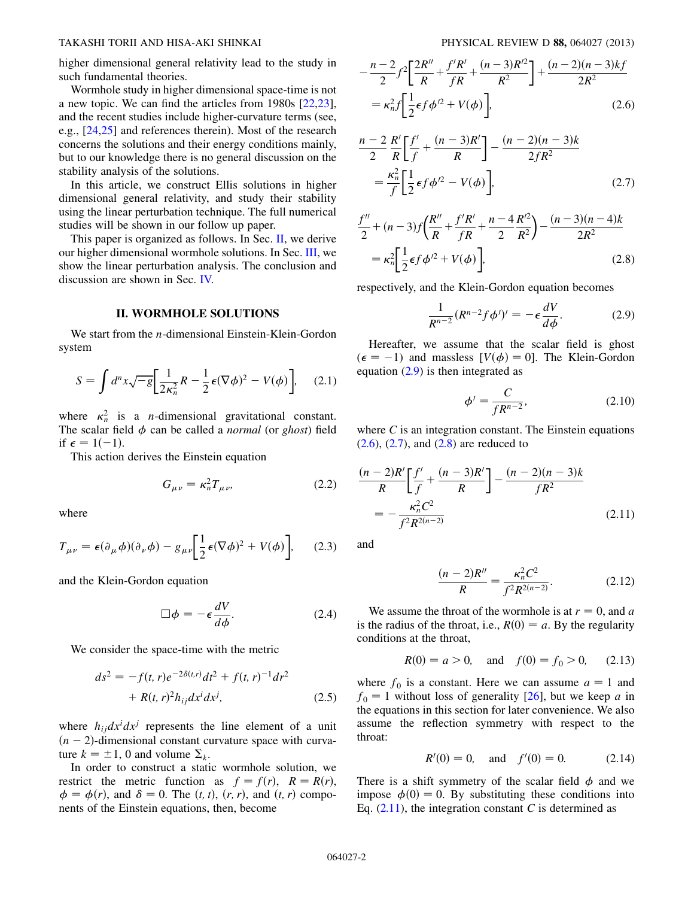higher dimensional general relativity lead to the study in such fundamental theories.

Wormhole study in higher dimensional space-time is not a new topic. We can find the articles from 1980s [22,23], and the recent studies include higher-curvature terms (see, e.g., [24,25] and references therein). Most of the research concerns the solutions and their energy conditions mainly, but to our knowledge there is no general discussion on the stability analysis of the solutions.

In this article, we construct Ellis solutions in higher dimensional general relativity, and study their stability using the linear perturbation technique. The full numerical studies will be shown in our follow up paper.

This paper is organized as follows. In Sec. II, we derive our higher dimensional wormhole solutions. In Sec. III, we show the linear perturbation analysis. The conclusion and discussion are shown in Sec. IV.

## II. WORMHOLE SOLUTIONS

We start from the $n$-dimensional Einstein-Klein-Gordon system

$$S = \int d^n x \sqrt{-g}\left[\frac{1}{2\kappa_n^2}R - \frac{1}{2}\epsilon(\nabla\phi)^2 - V(\phi)\right], \quad (2.1)$$

where $\kappa_n^2$ is a $n$-dimensional gravitational constant. The scalar field $\phi$ can be called a *normal* (or *ghost*) field if $\epsilon = 1(-1)$.

This action derives the Einstein equation

$$G_{\mu\nu} = \kappa_n^2 T_{\mu\nu}, \quad (2.2)$$

where

$$T_{\mu\nu} = \epsilon(\partial_\mu\phi)(\partial_\nu\phi) - g_{\mu\nu}\left[\frac{1}{2}\epsilon(\nabla\phi)^2 + V(\phi)\right], \quad (2.3)$$

and the Klein-Gordon equation

$$\Box\phi = -\epsilon\frac{dV}{d\phi}. \quad (2.4)$$

We consider the space-time with the metric

$$ds^2 = -f(t,r)e^{-2\delta(t,r)}dt^2 + f(t,r)^{-1}dr^2 + R(t,r)^2 h_{ij}dx^i dx^j, \quad (2.5)$$

where $h_{ij}dx^i dx^j$ represents the line element of a unit $(n-2)$-dimensional constant curvature space with curvature $k = \pm 1$, 0 and volume $\Sigma_k$.

In order to construct a static wormhole solution, we restrict the metric function as $f = f(r)$, $R = R(r)$, $\phi = \phi(r)$, and $\delta = 0$. The $(t,t)$, $(r,r)$, and $(t,r)$ components of the Einstein equations, then, become

$$-\frac{n-2}{2}f^2\left[\frac{2R''}{R} + \frac{f'R'}{fR} + \frac{(n-3)R'^2}{R^2}\right] + \frac{(n-2)(n-3)kf}{2R^2} = \kappa_n^2 f\left[\frac{1}{2}\epsilon f\phi'^2 + V(\phi)\right], \quad (2.6)$$

$$\frac{n-2}{2}\frac{R'}{R}\left[\frac{f'}{f} + \frac{(n-3)R'}{R}\right] - \frac{(n-2)(n-3)k}{2fR^2} = \frac{\kappa_n^2}{f}\left[\frac{1}{2}\epsilon f\phi'^2 - V(\phi)\right], \quad (2.7)$$

$$\frac{f''}{2} + (n-3)f\left(\frac{R''}{R} + \frac{f'R'}{fR} + \frac{n-4}{2}\frac{R'^2}{R^2}\right) - \frac{(n-3)(n-4)k}{2R^2} = \kappa_n^2\left[\frac{1}{2}\epsilon f\phi'^2 + V(\phi)\right], \quad (2.8)$$

respectively, and the Klein-Gordon equation becomes

$$\frac{1}{R^{n-2}}(R^{n-2}f\phi')' = -\epsilon\frac{dV}{d\phi}. \quad (2.9)$$

Hereafter, we assume that the scalar field is ghost $(\epsilon = -1)$ and massless $[V(\phi) = 0]$. The Klein-Gordon equation (2.9) is then integrated as

$$\phi' = \frac{C}{fR^{n-2}}, \quad (2.10)$$

where $C$ is an integration constant. The Einstein equations (2.6), (2.7), and (2.8) are reduced to

$$\frac{(n-2)R'}{R}\left[\frac{f'}{f} + \frac{(n-3)R'}{R}\right] - \frac{(n-2)(n-3)k}{fR^2} = -\frac{\kappa_n^2 C^2}{f^2 R^{2(n-2)}} \quad (2.11)$$

and

$$\frac{(n-2)R''}{R} = \frac{\kappa_n^2 C^2}{f^2 R^{2(n-2)}}. \quad (2.12)$$

We assume the throat of the wormhole is at $r = 0$, and $a$ is the radius of the throat, i.e., $R(0) = a$. By the regularity conditions at the throat,

$$R(0) = a > 0, \quad \text{and} \quad f(0) = f_0 > 0, \quad (2.13)$$

where $f_0$ is a constant. Here we can assume $a = 1$ and $f_0 = 1$ without loss of generality [26], but we keep $a$ in the equations in this section for later convenience. We also assume the reflection symmetry with respect to the throat:

$$R'(0) = 0, \quad \text{and} \quad f'(0) = 0. \quad (2.14)$$

There is a shift symmetry of the scalar field $\phi$ and we impose $\phi(0) = 0$. By substituting these conditions into Eq. (2.11), the integration constant $C$ is determined as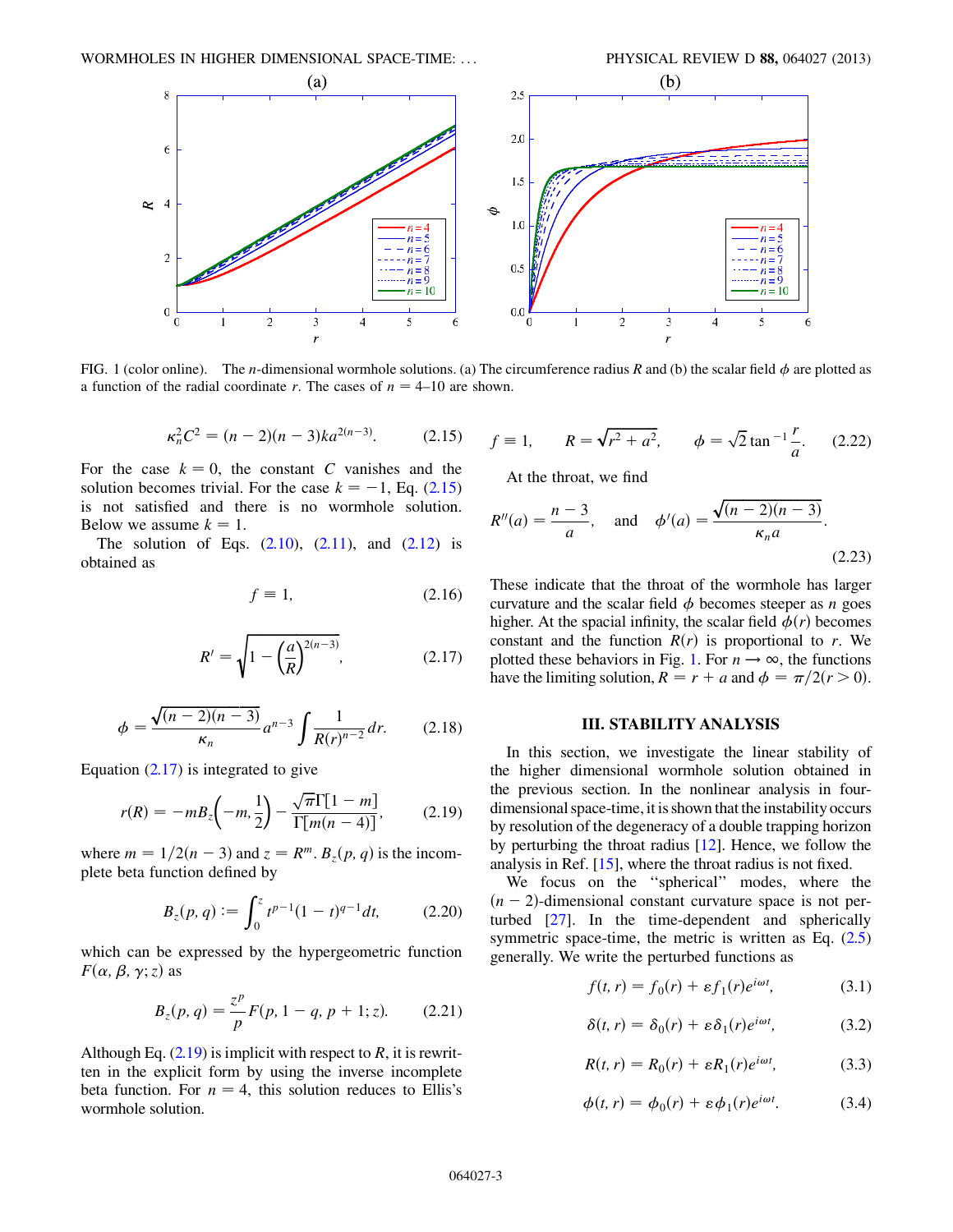(a)

8

6

$R$ 4

2

0

0 1 2 3 4 5 6

$r$

$n=4$
$n=5$
$n=6$
$n=7$
$n=8$
$n=9$
$n=10$

(b)

2.5

2.0

1.5

$\phi$ 1.0

0.5

0.0

0 1 2 3 4 5 6

$r$

$n=4$
$n=5$
$n=6$
$n=7$
$n=8$
$n=9$
$n=10$

FIG. 1 (color online). The $n$-dimensional wormhole solutions. (a) The circumference radius $R$ and (b) the scalar field $\phi$ are plotted as a function of the radial coordinate $r$. The cases of $n = 4$–10 are shown.

$$\kappa_n^2 C^2 = (n-2)(n-3)ka^{2(n-3)}. \tag{2.15}$$

For the case $k = 0$, the constant $C$ vanishes and the solution becomes trivial. For the case $k = -1$, Eq. (2.15) is not satisfied and there is no wormhole solution. Below we assume $k = 1$.

The solution of Eqs. (2.10), (2.11), and (2.12) is obtained as

$$f \equiv 1, \tag{2.16}$$

$$R' = \sqrt{1 - \left(\frac{a}{R}\right)^{2(n-3)}}, \tag{2.17}$$

$$\phi = \frac{\sqrt{(n-2)(n-3)}}{\kappa_n} a^{n-3} \int \frac{1}{R(r)^{n-2}} dr. \tag{2.18}$$

Equation (2.17) is integrated to give

$$r(R) = -mB_z\left(-m, \frac{1}{2}\right) - \frac{\sqrt{\pi}\Gamma[1-m]}{\Gamma[m(n-4)]}, \tag{2.19}$$

where $m = 1/2(n-3)$ and $z = R^m$. $B_z(p, q)$ is the incomplete beta function defined by

$$B_z(p, q) := \int_0^z t^{p-1}(1-t)^{q-1} dt, \tag{2.20}$$

which can be expressed by the hypergeometric function $F(\alpha, \beta, \gamma; z)$ as

$$B_z(p, q) = \frac{z^p}{p} F(p, 1-q, p+1; z). \tag{2.21}$$

Although Eq. (2.19) is implicit with respect to $R$, it is rewritten in the explicit form by using the inverse incomplete beta function. For $n = 4$, this solution reduces to Ellis's wormhole solution.

$$f \equiv 1, \qquad R = \sqrt{r^2 + a^2}, \qquad \phi = \sqrt{2} \tan^{-1} \frac{r}{a}. \tag{2.22}$$

At the throat, we find

$$R''(a) = \frac{n-3}{a}, \quad \text{and} \quad \phi'(a) = \frac{\sqrt{(n-2)(n-3)}}{\kappa_n a}. \tag{2.23}$$

These indicate that the throat of the wormhole has larger curvature and the scalar field $\phi$ becomes steeper as $n$ goes higher. At the spacial infinity, the scalar field $\phi(r)$ becomes constant and the function $R(r)$ is proportional to $r$. We plotted these behaviors in Fig. 1. For $n \to \infty$, the functions have the limiting solution, $R = r + a$ and $\phi = \pi/2 (r > 0)$.

## III. STABILITY ANALYSIS

In this section, we investigate the linear stability of the higher dimensional wormhole solution obtained in the previous section. In the nonlinear analysis in four-dimensional space-time, it is shown that the instability occurs by resolution of the degeneracy of a double trapping horizon by perturbing the throat radius [12]. Hence, we follow the analysis in Ref. [15], where the throat radius is not fixed.

We focus on the "spherical" modes, where the $(n-2)$-dimensional constant curvature space is not perturbed [27]. In the time-dependent and spherically symmetric space-time, the metric is written as Eq. (2.5) generally. We write the perturbed functions as

$$f(t, r) = f_0(r) + \varepsilon f_1(r) e^{i\omega t}, \tag{3.1}$$

$$\delta(t, r) = \delta_0(r) + \varepsilon \delta_1(r) e^{i\omega t}, \tag{3.2}$$

$$R(t, r) = R_0(r) + \varepsilon R_1(r) e^{i\omega t}, \tag{3.3}$$

$$\phi(t, r) = \phi_0(r) + \varepsilon \phi_1(r) e^{i\omega t}. \tag{3.4}$$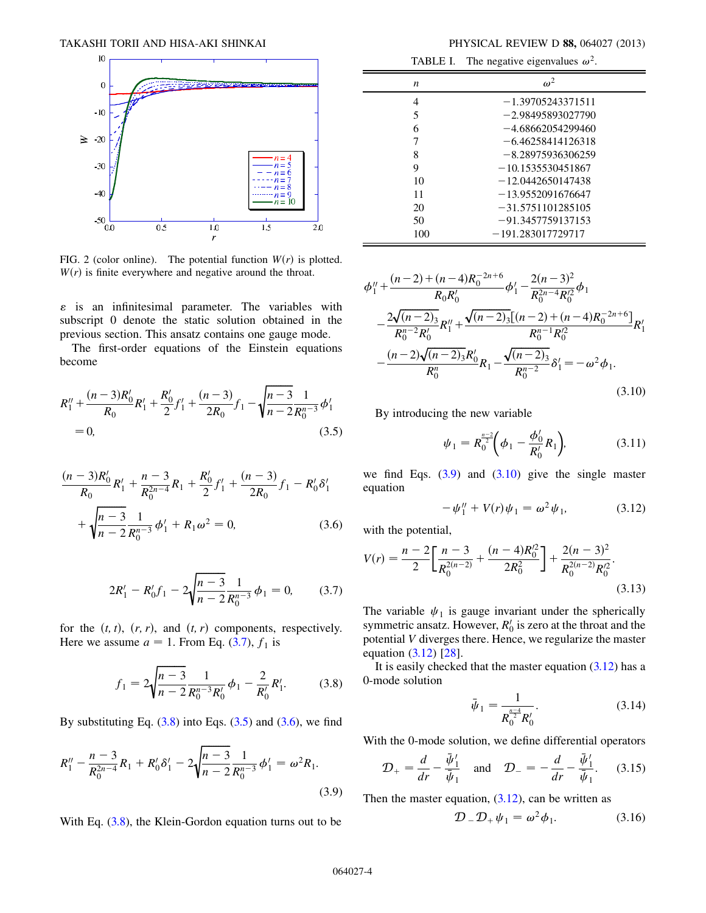W
10
0
-10
-20
-30
-40
-50
0.0
0.5
1.0
1.5
2.0
r
n = 4
n = 5
n = 6
n = 7
n = 8
n = 9
n = 10

FIG. 2 (color online). The potential function $W(r)$ is plotted. $W(r)$ is finite everywhere and negative around the throat.

$\varepsilon$ is an infinitesimal parameter. The variables with subscript 0 denote the static solution obtained in the previous section. This ansatz contains one gauge mode.

The first-order equations of the Einstein equations become

$$R_1'' + \frac{(n-3)R_0'}{R_0}R_1' + \frac{R_0'}{2}f_1' + \frac{(n-3)}{2R_0}f_1 - \sqrt{\frac{n-3}{n-2}}\frac{1}{R_0^{n-3}}\phi_1' = 0, \tag{3.5}$$

$$\frac{(n-3)R_0'}{R_0}R_1' + \frac{n-3}{R_0^{2n-4}}R_1 + \frac{R_0'}{2}f_1' + \frac{(n-3)}{2R_0}f_1 - R_0'\delta_1' + \sqrt{\frac{n-3}{n-2}}\frac{1}{R_0^{n-3}}\phi_1' + R_1\omega^2 = 0, \tag{3.6}$$

$$2R_1' - R_0'f_1 - 2\sqrt{\frac{n-3}{n-2}}\frac{1}{R_0^{n-3}}\phi_1 = 0, \tag{3.7}$$

for the $(t,t)$, $(r,r)$, and $(t,r)$ components, respectively. Here we assume $a = 1$. From Eq. (3.7), $f_1$ is

$$f_1 = 2\sqrt{\frac{n-3}{n-2}}\frac{1}{R_0^{n-3}R_0'}\phi_1 - \frac{2}{R_0'}R_1'. \tag{3.8}$$

By substituting Eq. (3.8) into Eqs. (3.5) and (3.6), we find

$$R_1'' - \frac{n-3}{R_0^{2n-4}}R_1 + R_0'\delta_1' - 2\sqrt{\frac{n-3}{n-2}}\frac{1}{R_0^{n-3}}\phi_1' = \omega^2 R_1. \tag{3.9}$$

With Eq. (3.8), the Klein-Gordon equation turns out to be

TABLE I. The negative eigenvalues $\omega^2$.

| $n$ | $\omega^2$ |
|---|---|
| 4 | −1.39705243371511 |
| 5 | −2.98495893027790 |
| 6 | −4.68662054299460 |
| 7 | −6.46258414126318 |
| 8 | −8.28975936306259 |
| 9 | −10.1535530451867 |
| 10 | −12.0442650147438 |
| 11 | −13.9552091676647 |
| 20 | −31.5751101285105 |
| 50 | −91.3457759137153 |
| 100 | −191.283017729717 |

$$\begin{aligned}\phi_1'' &+ \frac{(n-2)+(n-4)R_0^{-2n+6}}{R_0R_0'}\phi_1' - \frac{2(n-3)^2}{R_0^{2n-4}R_0'^2}\phi_1 \\ &- \frac{2\sqrt{(n-2)_3}}{R_0^{n-2}R_0'}R_1'' + \frac{\sqrt{(n-2)_3}[(n-2)+(n-4)R_0^{-2n+6}]}{R_0^{n-1}R_0'^2}R_1' \\ &- \frac{(n-2)\sqrt{(n-2)_3}R_0'}{R_0^n}R_1 - \frac{\sqrt{(n-2)_3}}{R_0^{n-2}}\delta_1' = -\omega^2\phi_1.\end{aligned} \tag{3.10}$$

By introducing the new variable

$$\psi_1 = R_0^{\frac{n-2}{2}}\left(\phi_1 - \frac{\phi_0'}{R_0'}R_1\right), \tag{3.11}$$

we find Eqs. (3.9) and (3.10) give the single master equation

$$-\psi_1'' + V(r)\psi_1 = \omega^2\psi_1, \tag{3.12}$$

with the potential,

$$V(r) = \frac{n-2}{2}\left[\frac{n-3}{R_0^{2(n-2)}} + \frac{(n-4)R_0'^2}{2R_0^2}\right] + \frac{2(n-3)^2}{R_0^{2(n-2)}R_0'^2}. \tag{3.13}$$

The variable $\psi_1$ is gauge invariant under the spherically symmetric ansatz. However, $R_0'$ is zero at the throat and the potential $V$ diverges there. Hence, we regularize the master equation (3.12) [28].

It is easily checked that the master equation (3.12) has a 0-mode solution

$$\bar{\psi}_1 = \frac{1}{R_0^{\frac{n-4}{2}}R_0'}. \tag{3.14}$$

With the 0-mode solution, we define differential operators

$$\mathcal{D}_+ = \frac{d}{dr} - \frac{\bar{\psi}_1'}{\bar{\psi}_1} \quad \text{and} \quad \mathcal{D}_- = -\frac{d}{dr} - \frac{\bar{\psi}_1'}{\bar{\psi}_1}. \tag{3.15}$$

Then the master equation, (3.12), can be written as

$$\mathcal{D}_-\mathcal{D}_+\psi_1 = \omega^2\phi_1. \tag{3.16}$$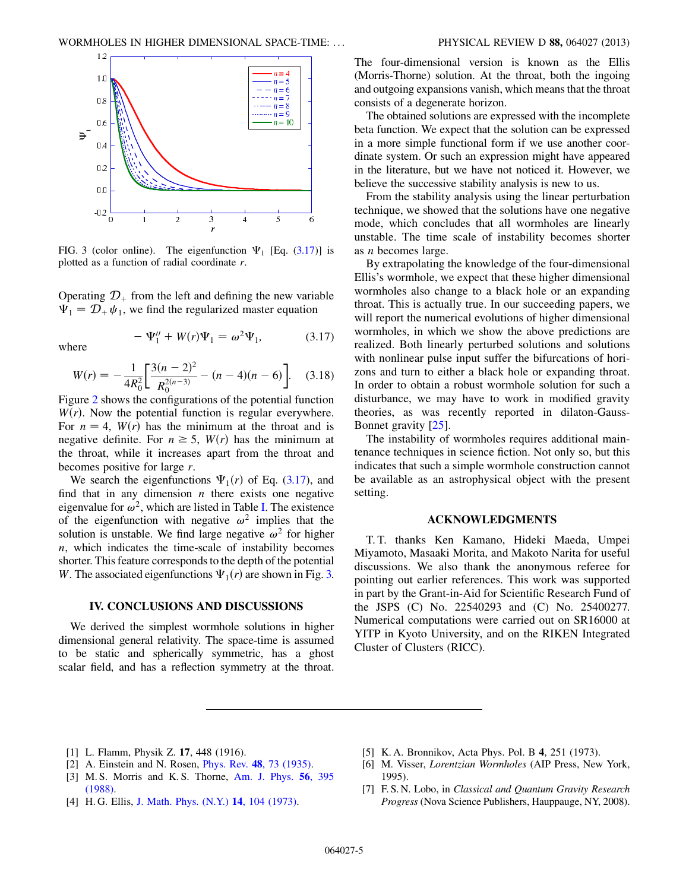1.2
1.0
0.8
0.6
0.4
0.2
0.0
-0.2
$\Psi_1$
0 1 2 3 4 5 6
$r$
$n=4$
$n=5$
$n=6$
$n=7$
$n=8$
$n=9$
$n=10$

FIG. 3 (color online). The eigenfunction $\Psi_1$ [Eq. (3.17)] is plotted as a function of radial coordinate $r$.

Operating $\mathcal{D}_+$ from the left and defining the new variable $\Psi_1 = \mathcal{D}_+ \psi_1$, we find the regularized master equation

$$-\Psi_1'' + W(r)\Psi_1 = \omega^2 \Psi_1, \tag{3.17}$$

where

$$W(r) = -\frac{1}{4R_0^2}\left[\frac{3(n-2)^2}{R_0^{2(n-3)}} - (n-4)(n-6)\right]. \tag{3.18}$$

Figure 2 shows the configurations of the potential function $W(r)$. Now the potential function is regular everywhere. For $n = 4$, $W(r)$ has the minimum at the throat and is negative definite. For $n \geq 5$, $W(r)$ has the minimum at the throat, while it increases apart from the throat and becomes positive for large $r$.

We search the eigenfunctions $\Psi_1(r)$ of Eq. (3.17), and find that in any dimension $n$ there exists one negative eigenvalue for $\omega^2$, which are listed in Table I. The existence of the eigenfunction with negative $\omega^2$ implies that the solution is unstable. We find large negative $\omega^2$ for higher $n$, which indicates the time-scale of instability becomes shorter. This feature corresponds to the depth of the potential $W$. The associated eigenfunctions $\Psi_1(r)$ are shown in Fig. 3.

## IV. CONCLUSIONS AND DISCUSSIONS

We derived the simplest wormhole solutions in higher dimensional general relativity. The space-time is assumed to be static and spherically symmetric, has a ghost scalar field, and has a reflection symmetry at the throat. The four-dimensional version is known as the Ellis (Morris-Thorne) solution. At the throat, both the ingoing and outgoing expansions vanish, which means that the throat consists of a degenerate horizon.

The obtained solutions are expressed with the incomplete beta function. We expect that the solution can be expressed in a more simple functional form if we use another coordinate system. Or such an expression might have appeared in the literature, but we have not noticed it. However, we believe the successive stability analysis is new to us.

From the stability analysis using the linear perturbation technique, we showed that the solutions have one negative mode, which concludes that all wormholes are linearly unstable. The time scale of instability becomes shorter as $n$ becomes large.

By extrapolating the knowledge of the four-dimensional Ellis's wormhole, we expect that these higher dimensional wormholes also change to a black hole or an expanding throat. This is actually true. In our succeeding papers, we will report the numerical evolutions of higher dimensional wormholes, in which we show the above predictions are realized. Both linearly perturbed solutions and solutions with nonlinear pulse input suffer the bifurcations of horizons and turn to either a black hole or expanding throat. In order to obtain a robust wormhole solution for such a disturbance, we may have to work in modified gravity theories, as was recently reported in dilaton-Gauss-Bonnet gravity [25].

The instability of wormholes requires additional maintenance techniques in science fiction. Not only so, but this indicates that such a simple wormhole construction cannot be available as an astrophysical object with the present setting.

## ACKNOWLEDGMENTS

T. T. thanks Ken Kamano, Hideki Maeda, Umpei Miyamoto, Masaaki Morita, and Makoto Narita for useful discussions. We also thank the anonymous referee for pointing out earlier references. This work was supported in part by the Grant-in-Aid for Scientific Research Fund of the JSPS (C) No. 22540293 and (C) No. 25400277. Numerical computations were carried out on SR16000 at YITP in Kyoto University, and on the RIKEN Integrated Cluster of Clusters (RICC).

---

[1] L. Flamm, Physik Z. **17**, 448 (1916).
[2] A. Einstein and N. Rosen, Phys. Rev. **48**, 73 (1935).
[3] M. S. Morris and K. S. Thorne, Am. J. Phys. **56**, 395 (1988).
[4] H. G. Ellis, J. Math. Phys. (N.Y.) **14**, 104 (1973).
[5] K. A. Bronnikov, Acta Phys. Pol. B **4**, 251 (1973).
[6] M. Visser, *Lorentzian Wormholes* (AIP Press, New York, 1995).
[7] F. S. N. Lobo, in *Classical and Quantum Gravity Research Progress* (Nova Science Publishers, Hauppauge, NY, 2008).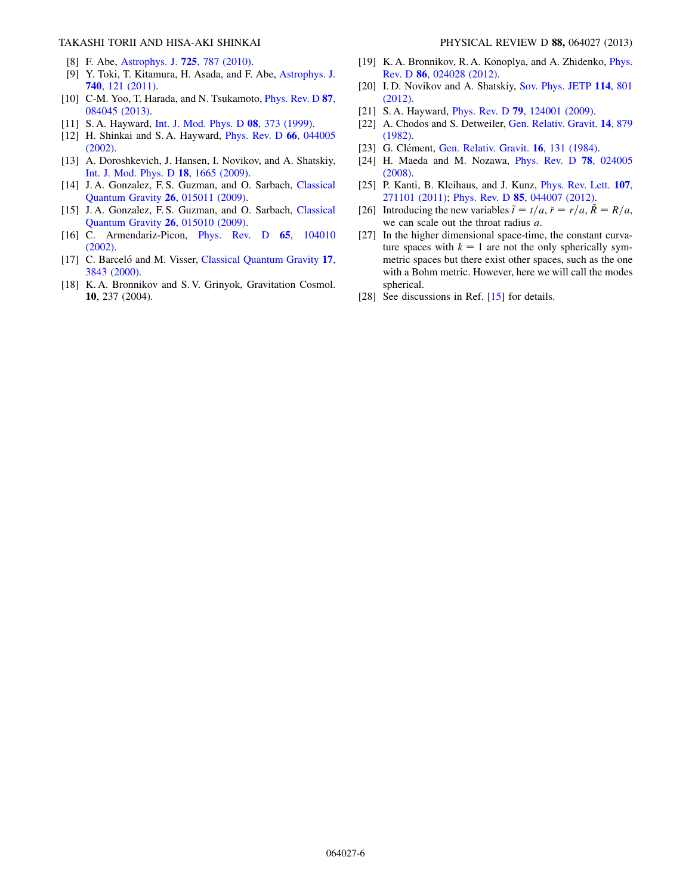[8] F. Abe, Astrophys. J. **725**, 787 (2010).

[9] Y. Toki, T. Kitamura, H. Asada, and F. Abe, Astrophys. J. **740**, 121 (2011).

[10] C-M. Yoo, T. Harada, and N. Tsukamoto, Phys. Rev. D **87**, 084045 (2013).

[11] S. A. Hayward, Int. J. Mod. Phys. D **08**, 373 (1999).

[12] H. Shinkai and S. A. Hayward, Phys. Rev. D **66**, 044005 (2002).

[13] A. Doroshkevich, J. Hansen, I. Novikov, and A. Shatskiy, Int. J. Mod. Phys. D **18**, 1665 (2009).

[14] J. A. Gonzalez, F. S. Guzman, and O. Sarbach, Classical Quantum Gravity **26**, 015011 (2009).

[15] J. A. Gonzalez, F. S. Guzman, and O. Sarbach, Classical Quantum Gravity **26**, 015010 (2009).

[16] C. Armendariz-Picon, Phys. Rev. D **65**, 104010 (2002).

[17] C. Barceló and M. Visser, Classical Quantum Gravity **17**, 3843 (2000).

[18] K. A. Bronnikov and S. V. Grinyok, Gravitation Cosmol. **10**, 237 (2004).

[19] K. A. Bronnikov, R. A. Konoplya, and A. Zhidenko, Phys. Rev. D **86**, 024028 (2012).

[20] I. D. Novikov and A. Shatskiy, Sov. Phys. JETP **114**, 801 (2012).

[21] S. A. Hayward, Phys. Rev. D **79**, 124001 (2009).

[22] A. Chodos and S. Detweiler, Gen. Relativ. Gravit. **14**, 879 (1982).

[23] G. Clément, Gen. Relativ. Gravit. **16**, 131 (1984).

[24] H. Maeda and M. Nozawa, Phys. Rev. D **78**, 024005 (2008).

[25] P. Kanti, B. Kleihaus, and J. Kunz, Phys. Rev. Lett. **107**, 271101 (2011); Phys. Rev. D **85**, 044007 (2012).

[26] Introducing the new variables $\tilde{t} = t/a$, $\tilde{r} = r/a$, $\tilde{R} = R/a$, we can scale out the throat radius $a$.

[27] In the higher dimensional space-time, the constant curvature spaces with $k = 1$ are not the only spherically symmetric spaces but there exist other spaces, such as the one with a Bohm metric. However, here we will call the modes spherical.

[28] See discussions in Ref. [15] for details.